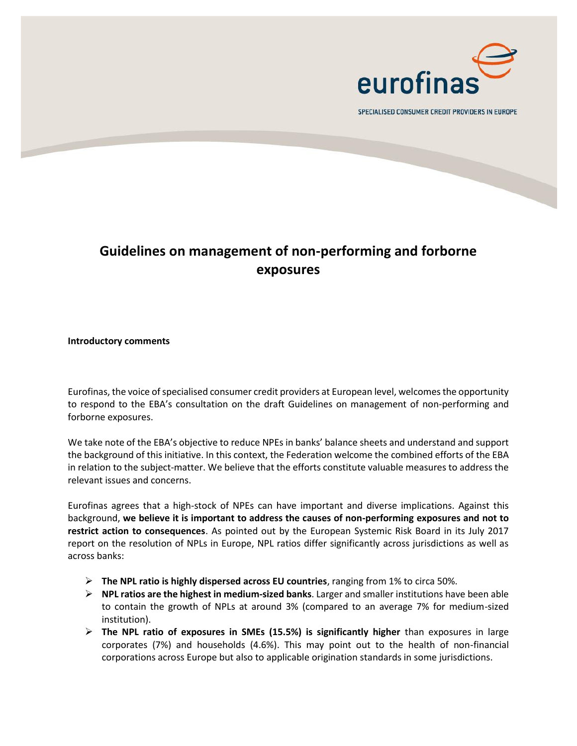eurofinas

SPECIALISED CONSUMER CREDIT PROVIDERS IN EUROPE

# Guidelines on management of non-performing and forborne exposures

**Introductory comments**

Eurofinas, the voice of specialised consumer credit providers at European level, welcomes the opportunity to respond to the EBA's consultation on the draft Guidelines on management of non-performing and forborne exposures.

We take note of the EBA's objective to reduce NPEs in banks' balance sheets and understand and support the background of this initiative. In this context, the Federation welcome the combined efforts of the EBA in relation to the subject-matter. We believe that the efforts constitute valuable measures to address the relevant issues and concerns.

Eurofinas agrees that a high-stock of NPEs can have important and diverse implications. Against this background, **we believe it is important to address the causes of non-performing exposures and not to restrict action to consequences**. As pointed out by the European Systemic Risk Board in its July 2017 report on the resolution of NPLs in Europe, NPL ratios differ significantly across jurisdictions as well as across banks:

- **The NPL ratio is highly dispersed across EU countries**, ranging from 1% to circa 50%.
- **NPL ratios are the highest in medium-sized banks**. Larger and smaller institutions have been able to contain the growth of NPLs at around 3% (compared to an average 7% for medium-sized institution).
- **The NPL ratio of exposures in SMEs (15.5%) is significantly higher** than exposures in large corporates (7%) and households (4.6%). This may point out to the health of non-financial corporations across Europe but also to applicable origination standards in some jurisdictions.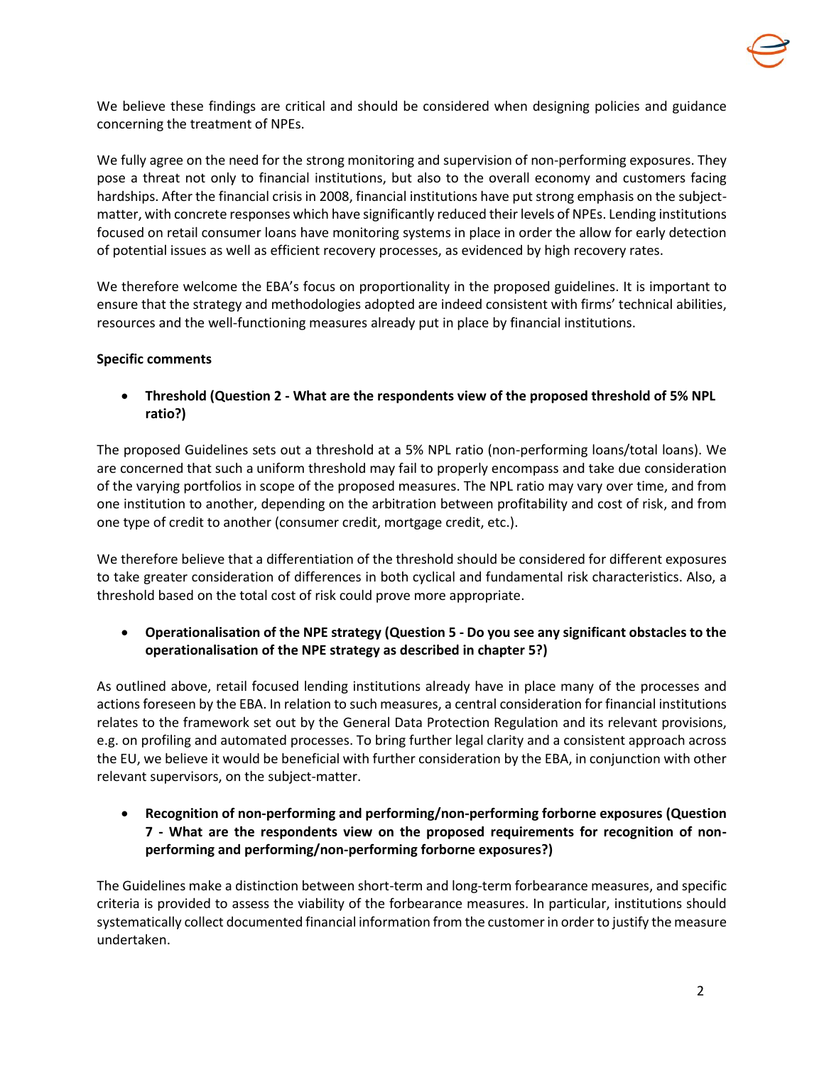We believe these findings are critical and should be considered when designing policies and guidance concerning the treatment of NPEs.

We fully agree on the need for the strong monitoring and supervision of non-performing exposures. They pose a threat not only to financial institutions, but also to the overall economy and customers facing hardships. After the financial crisis in 2008, financial institutions have put strong emphasis on the subject-matter, with concrete responses which have significantly reduced their levels of NPEs. Lending institutions focused on retail consumer loans have monitoring systems in place in order the allow for early detection of potential issues as well as efficient recovery processes, as evidenced by high recovery rates.

We therefore welcome the EBA's focus on proportionality in the proposed guidelines. It is important to ensure that the strategy and methodologies adopted are indeed consistent with firms' technical abilities, resources and the well-functioning measures already put in place by financial institutions.

**Specific comments**

- **Threshold (Question 2 - What are the respondents view of the proposed threshold of 5% NPL ratio?)**

The proposed Guidelines sets out a threshold at a 5% NPL ratio (non-performing loans/total loans). We are concerned that such a uniform threshold may fail to properly encompass and take due consideration of the varying portfolios in scope of the proposed measures. The NPL ratio may vary over time, and from one institution to another, depending on the arbitration between profitability and cost of risk, and from one type of credit to another (consumer credit, mortgage credit, etc.).

We therefore believe that a differentiation of the threshold should be considered for different exposures to take greater consideration of differences in both cyclical and fundamental risk characteristics. Also, a threshold based on the total cost of risk could prove more appropriate.

- **Operationalisation of the NPE strategy (Question 5 - Do you see any significant obstacles to the operationalisation of the NPE strategy as described in chapter 5?)**

As outlined above, retail focused lending institutions already have in place many of the processes and actions foreseen by the EBA. In relation to such measures, a central consideration for financial institutions relates to the framework set out by the General Data Protection Regulation and its relevant provisions, e.g. on profiling and automated processes. To bring further legal clarity and a consistent approach across the EU, we believe it would be beneficial with further consideration by the EBA, in conjunction with other relevant supervisors, on the subject-matter.

- **Recognition of non-performing and performing/non-performing forborne exposures (Question 7 - What are the respondents view on the proposed requirements for recognition of non-performing and performing/non-performing forborne exposures?)**

The Guidelines make a distinction between short-term and long-term forbearance measures, and specific criteria is provided to assess the viability of the forbearance measures. In particular, institutions should systematically collect documented financial information from the customer in order to justify the measure undertaken.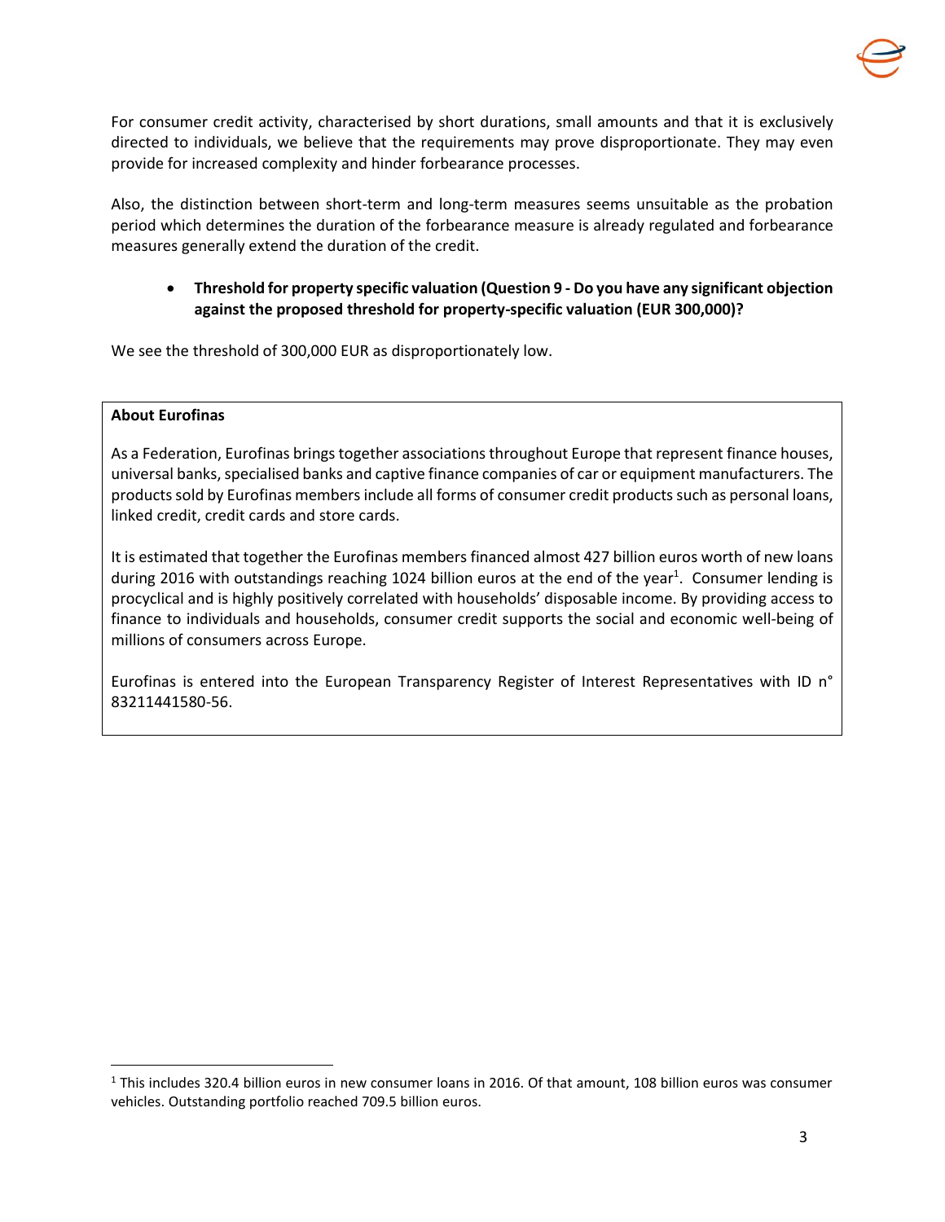For consumer credit activity, characterised by short durations, small amounts and that it is exclusively directed to individuals, we believe that the requirements may prove disproportionate. They may even provide for increased complexity and hinder forbearance processes.

Also, the distinction between short-term and long-term measures seems unsuitable as the probation period which determines the duration of the forbearance measure is already regulated and forbearance measures generally extend the duration of the credit.

- **Threshold for property specific valuation (Question 9 - Do you have any significant objection against the proposed threshold for property-specific valuation (EUR 300,000)?**

We see the threshold of 300,000 EUR as disproportionately low.

**About Eurofinas**

As a Federation, Eurofinas brings together associations throughout Europe that represent finance houses, universal banks, specialised banks and captive finance companies of car or equipment manufacturers. The products sold by Eurofinas members include all forms of consumer credit products such as personal loans, linked credit, credit cards and store cards.

It is estimated that together the Eurofinas members financed almost 427 billion euros worth of new loans during 2016 with outstandings reaching 1024 billion euros at the end of the year[1]. Consumer lending is procyclical and is highly positively correlated with households' disposable income. By providing access to finance to individuals and households, consumer credit supports the social and economic well-being of millions of consumers across Europe.

Eurofinas is entered into the European Transparency Register of Interest Representatives with ID n° 83211441580-56.

[1] This includes 320.4 billion euros in new consumer loans in 2016. Of that amount, 108 billion euros was consumer vehicles. Outstanding portfolio reached 709.5 billion euros.